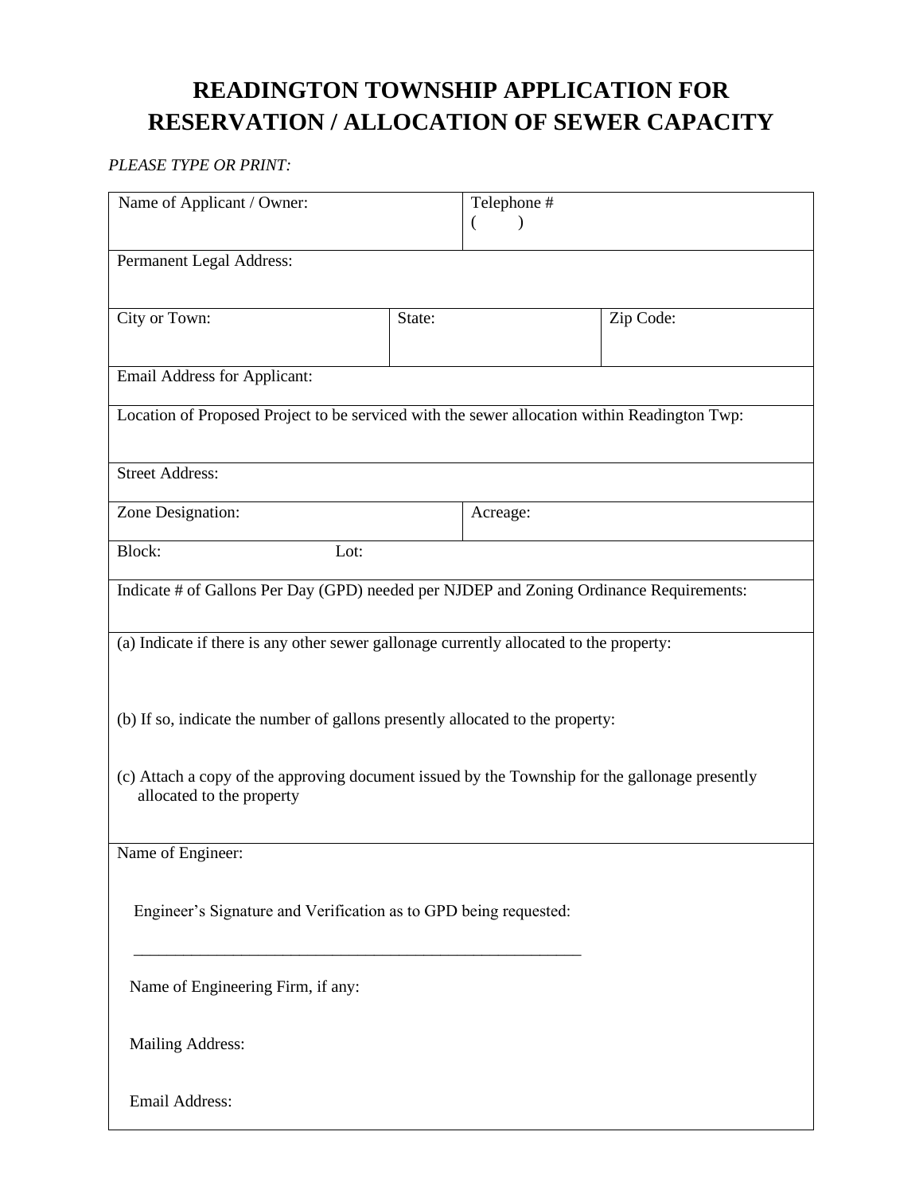# READINGTON TOWNSHIP APPLICATION FOR RESERVATION / ALLOCATION OF SEWER CAPACITY

*PLEASE TYPE OR PRINT:*

| | | |
|---|---|---|
| Name of Applicant / Owner: | Telephone # ( ) | |
| Permanent Legal Address: | | |
| City or Town: | State: | Zip Code: |
| Email Address for Applicant: | | |
| Location of Proposed Project to be serviced with the sewer allocation within Readington Twp: | | |
| Street Address: | | |
| Zone Designation: | Acreage: | |
| Block: Lot: | | |
| Indicate # of Gallons Per Day (GPD) needed per NJDEP and Zoning Ordinance Requirements: | | |
| (a) Indicate if there is any other sewer gallonage currently allocated to the property:<br><br>(b) If so, indicate the number of gallons presently allocated to the property:<br><br>(c) Attach a copy of the approving document issued by the Township for the gallonage presently allocated to the property | | |
| Name of Engineer:<br><br>Engineer's Signature and Verification as to GPD being requested:<br><br>\_\_\_\_\_\_\_\_\_\_\_\_\_\_\_\_\_\_\_\_\_\_\_\_\_\_\_\_\_\_\_\_\_\_\_\_\_\_\_\_\_\_\_\_\_\_\_\_\_\_<br><br>Name of Engineering Firm, if any:<br><br>Mailing Address:<br><br>Email Address: | | |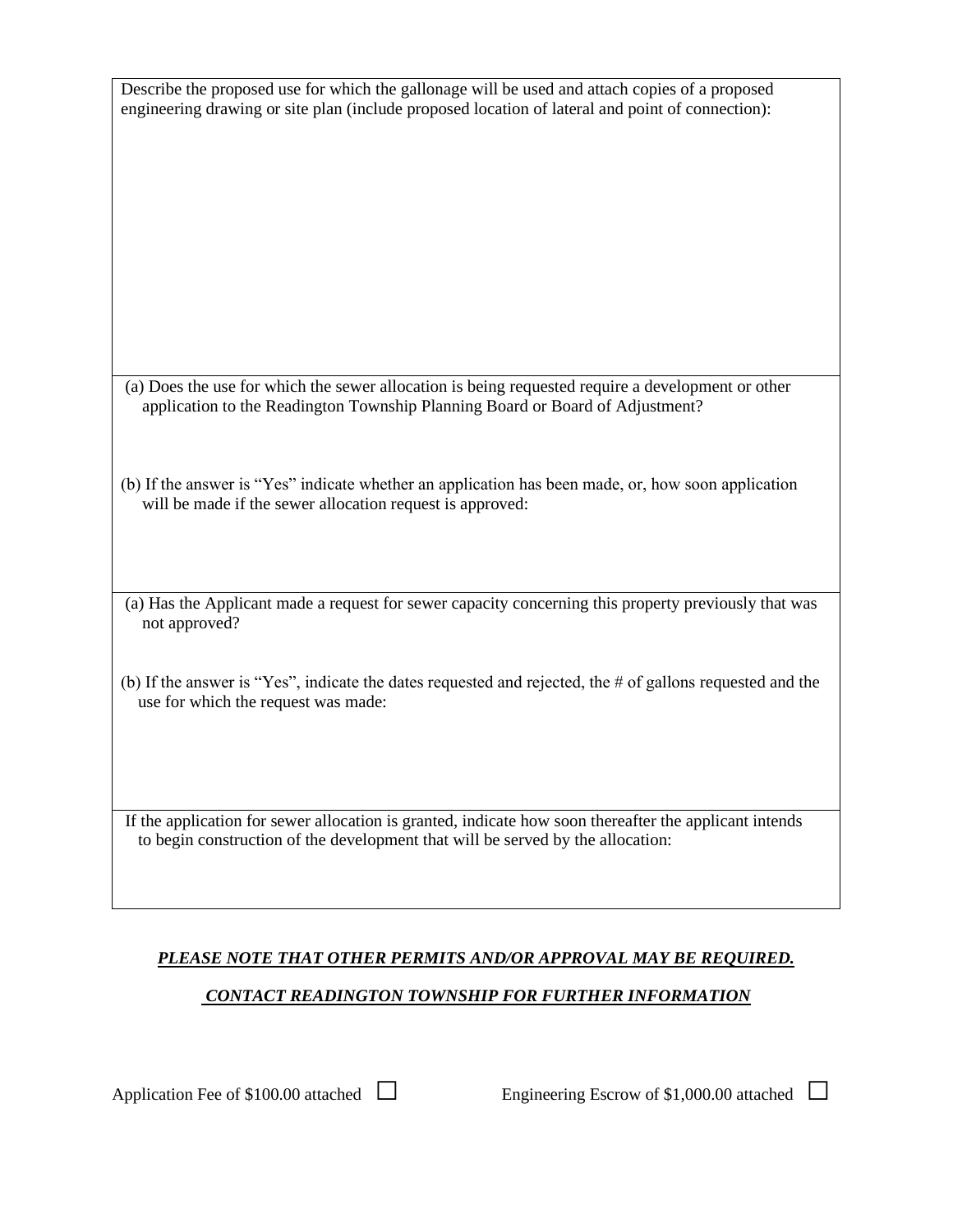Describe the proposed use for which the gallonage will be used and attach copies of a proposed engineering drawing or site plan (include proposed location of lateral and point of connection):

(a) Does the use for which the sewer allocation is being requested require a development or other application to the Readington Township Planning Board or Board of Adjustment?

(b) If the answer is "Yes" indicate whether an application has been made, or, how soon application will be made if the sewer allocation request is approved:

(a) Has the Applicant made a request for sewer capacity concerning this property previously that was not approved?

(b) If the answer is "Yes", indicate the dates requested and rejected, the # of gallons requested and the use for which the request was made:

If the application for sewer allocation is granted, indicate how soon thereafter the applicant intends to begin construction of the development that will be served by the allocation:

***PLEASE NOTE THAT OTHER PERMITS AND/OR APPROVAL MAY BE REQUIRED.***

***CONTACT READINGTON TOWNSHIP FOR FURTHER INFORMATION***

Application Fee of $100.00 attached ☐ Engineering Escrow of $1,000.00 attached ☐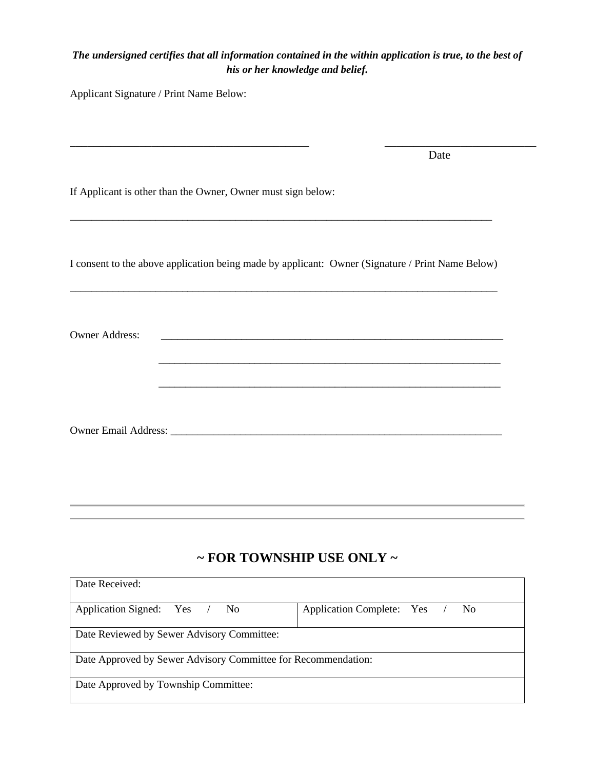***The undersigned certifies that all information contained in the within application is true, to the best of his or her knowledge and belief.***

Applicant Signature / Print Name Below:

_____________________________________________ ___________________________
Date

If Applicant is other than the Owner, Owner must sign below:

________________________________________________________________________________

I consent to the above application being made by applicant: Owner (Signature / Print Name Below)

________________________________________________________________________________

Owner Address: _________________________________________________________________

_________________________________________________________________

_________________________________________________________________

Owner Email Address: ___________________________________________________________

---

## ~ FOR TOWNSHIP USE ONLY ~

| | |
|---|---|
| Date Received: | |
| Application Signed: Yes / No | Application Complete: Yes / No |
| Date Reviewed by Sewer Advisory Committee: | |
| Date Approved by Sewer Advisory Committee for Recommendation: | |
| Date Approved by Township Committee: | |